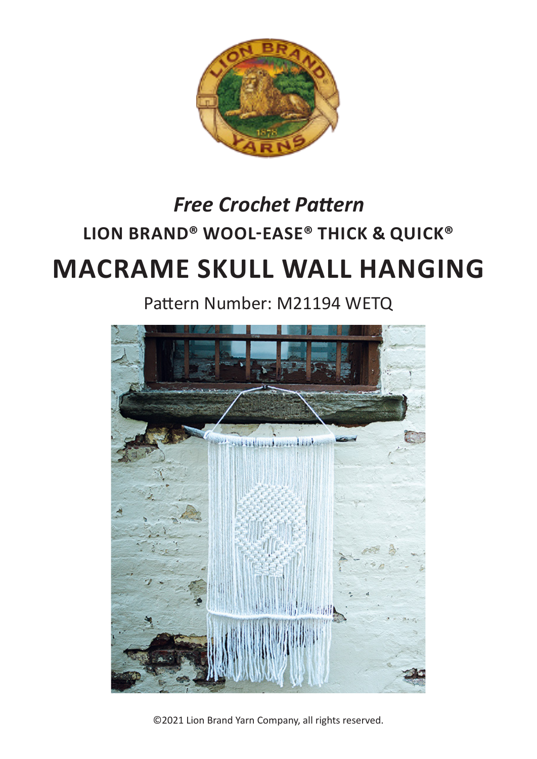*Free Crochet Pattern*

**LION BRAND® WOOL-EASE® THICK & QUICK®**

# MACRAME SKULL WALL HANGING

Pattern Number: M21194 WETQ

©2021 Lion Brand Yarn Company, all rights reserved.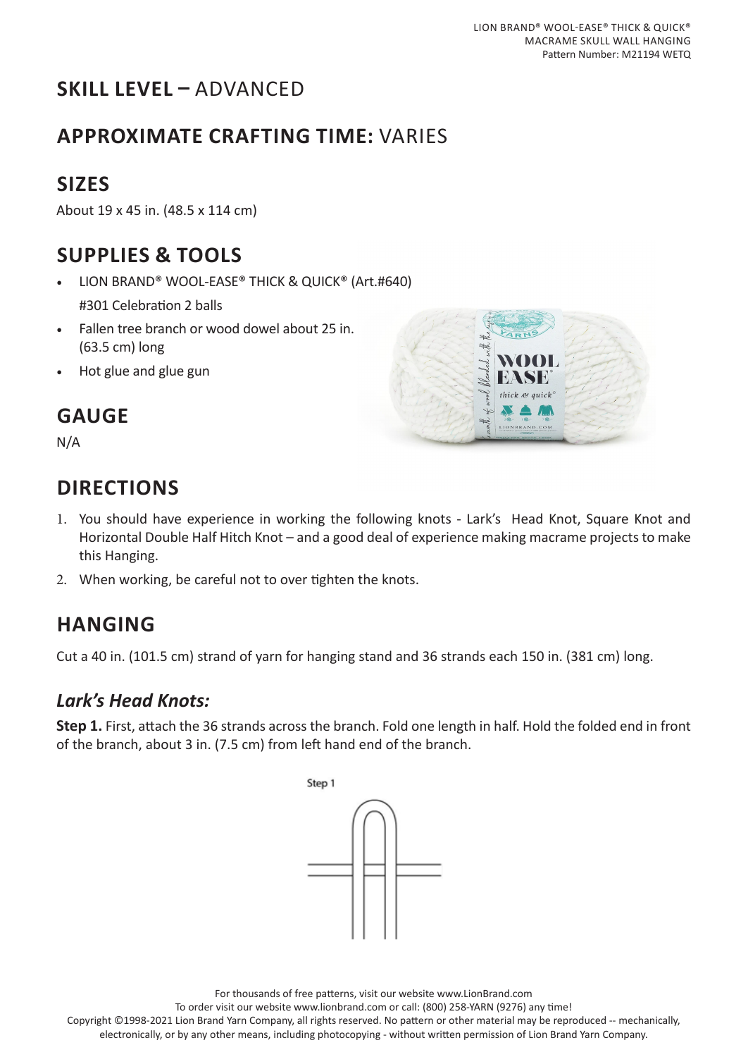## SKILL LEVEL – ADVANCED

## APPROXIMATE CRAFTING TIME: VARIES

## SIZES

About 19 x 45 in. (48.5 x 114 cm)

## SUPPLIES & TOOLS

- LION BRAND® WOOL-EASE® THICK & QUICK® (Art.#640)
  #301 Celebration 2 balls
- Fallen tree branch or wood dowel about 25 in. (63.5 cm) long
- Hot glue and glue gun

## GAUGE

N/A

## DIRECTIONS

1. You should have experience in working the following knots - Lark's Head Knot, Square Knot and Horizontal Double Half Hitch Knot – and a good deal of experience making macrame projects to make this Hanging.
2. When working, be careful not to over tighten the knots.

## HANGING

Cut a 40 in. (101.5 cm) strand of yarn for hanging stand and 36 strands each 150 in. (381 cm) long.

### *Lark's Head Knots:*

**Step 1.** First, attach the 36 strands across the branch. Fold one length in half. Hold the folded end in front of the branch, about 3 in. (7.5 cm) from left hand end of the branch.

Step 1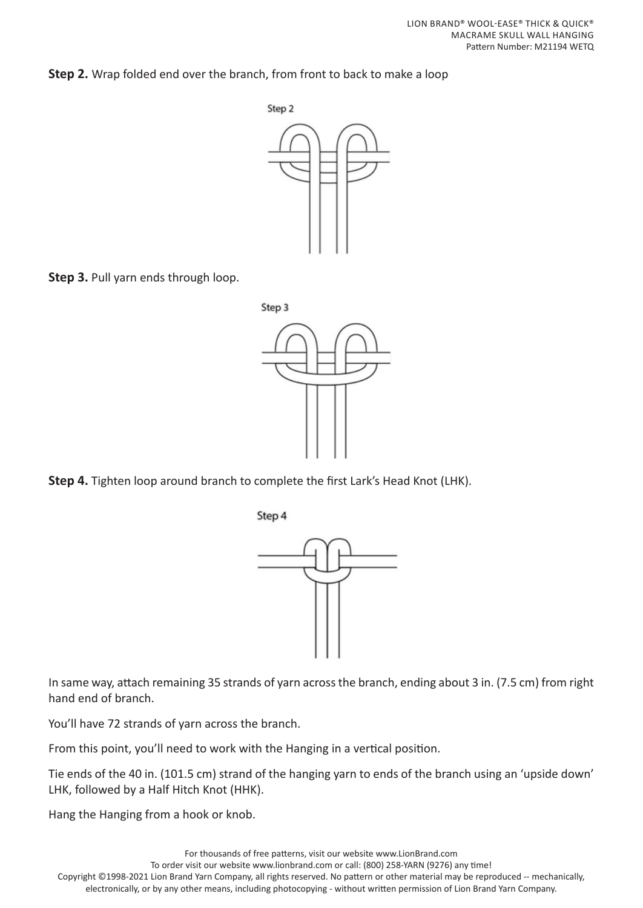**Step 2.** Wrap folded end over the branch, from front to back to make a loop

**Step 3.** Pull yarn ends through loop.

**Step 4.** Tighten loop around branch to complete the first Lark's Head Knot (LHK).

In same way, attach remaining 35 strands of yarn across the branch, ending about 3 in. (7.5 cm) from right hand end of branch.

You'll have 72 strands of yarn across the branch.

From this point, you'll need to work with the Hanging in a vertical position.

Tie ends of the 40 in. (101.5 cm) strand of the hanging yarn to ends of the branch using an 'upside down' LHK, followed by a Half Hitch Knot (HHK).

Hang the Hanging from a hook or knob.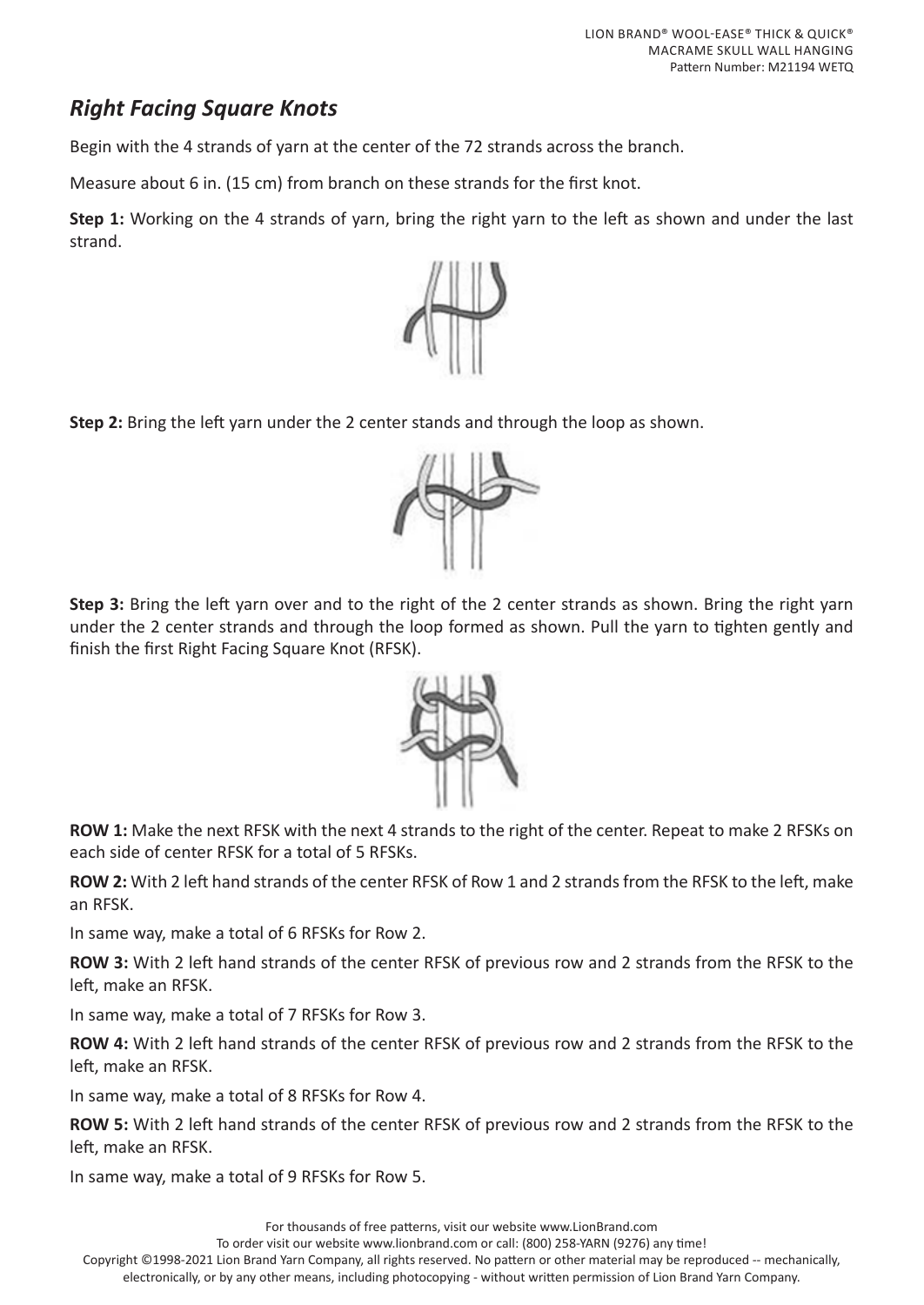## *Right Facing Square Knots*

Begin with the 4 strands of yarn at the center of the 72 strands across the branch.

Measure about 6 in. (15 cm) from branch on these strands for the first knot.

**Step 1:** Working on the 4 strands of yarn, bring the right yarn to the left as shown and under the last strand.

**Step 2:** Bring the left yarn under the 2 center stands and through the loop as shown.

**Step 3:** Bring the left yarn over and to the right of the 2 center strands as shown. Bring the right yarn under the 2 center strands and through the loop formed as shown. Pull the yarn to tighten gently and finish the first Right Facing Square Knot (RFSK).

**ROW 1:** Make the next RFSK with the next 4 strands to the right of the center. Repeat to make 2 RFSKs on each side of center RFSK for a total of 5 RFSKs.

**ROW 2:** With 2 left hand strands of the center RFSK of Row 1 and 2 strands from the RFSK to the left, make an RFSK.

In same way, make a total of 6 RFSKs for Row 2.

**ROW 3:** With 2 left hand strands of the center RFSK of previous row and 2 strands from the RFSK to the left, make an RFSK.

In same way, make a total of 7 RFSKs for Row 3.

**ROW 4:** With 2 left hand strands of the center RFSK of previous row and 2 strands from the RFSK to the left, make an RFSK.

In same way, make a total of 8 RFSKs for Row 4.

**ROW 5:** With 2 left hand strands of the center RFSK of previous row and 2 strands from the RFSK to the left, make an RFSK.

In same way, make a total of 9 RFSKs for Row 5.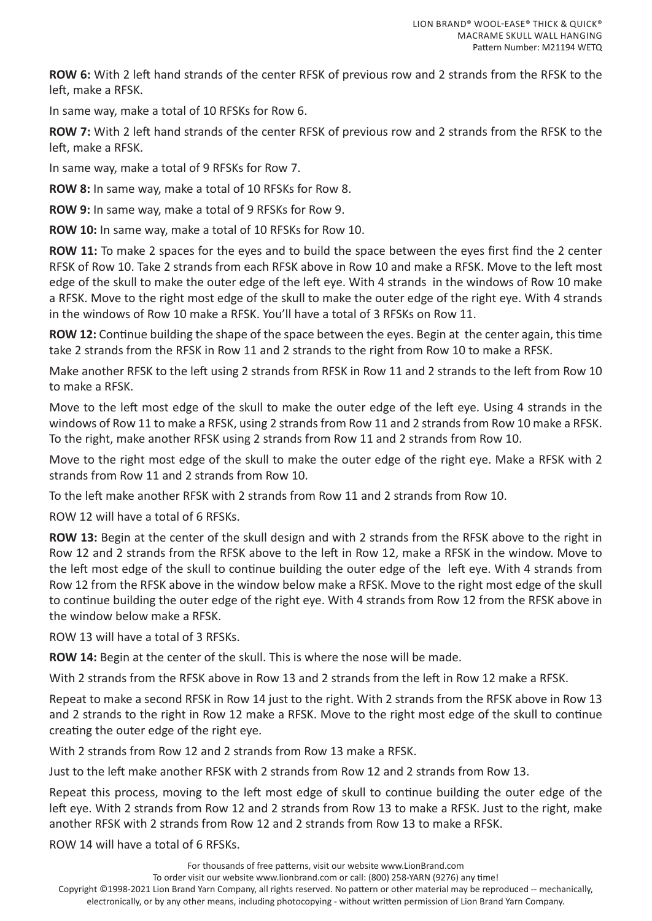**ROW 6:** With 2 left hand strands of the center RFSK of previous row and 2 strands from the RFSK to the left, make a RFSK.

In same way, make a total of 10 RFSKs for Row 6.

**ROW 7:** With 2 left hand strands of the center RFSK of previous row and 2 strands from the RFSK to the left, make a RFSK.

In same way, make a total of 9 RFSKs for Row 7.

**ROW 8:** In same way, make a total of 10 RFSKs for Row 8.

**ROW 9:** In same way, make a total of 9 RFSKs for Row 9.

**ROW 10:** In same way, make a total of 10 RFSKs for Row 10.

**ROW 11:** To make 2 spaces for the eyes and to build the space between the eyes first find the 2 center RFSK of Row 10. Take 2 strands from each RFSK above in Row 10 and make a RFSK. Move to the left most edge of the skull to make the outer edge of the left eye. With 4 strands in the windows of Row 10 make a RFSK. Move to the right most edge of the skull to make the outer edge of the right eye. With 4 strands in the windows of Row 10 make a RFSK. You'll have a total of 3 RFSKs on Row 11.

**ROW 12:** Continue building the shape of the space between the eyes. Begin at the center again, this time take 2 strands from the RFSK in Row 11 and 2 strands to the right from Row 10 to make a RFSK.

Make another RFSK to the left using 2 strands from RFSK in Row 11 and 2 strands to the left from Row 10 to make a RFSK.

Move to the left most edge of the skull to make the outer edge of the left eye. Using 4 strands in the windows of Row 11 to make a RFSK, using 2 strands from Row 11 and 2 strands from Row 10 make a RFSK. To the right, make another RFSK using 2 strands from Row 11 and 2 strands from Row 10.

Move to the right most edge of the skull to make the outer edge of the right eye. Make a RFSK with 2 strands from Row 11 and 2 strands from Row 10.

To the left make another RFSK with 2 strands from Row 11 and 2 strands from Row 10.

ROW 12 will have a total of 6 RFSKs.

**ROW 13:** Begin at the center of the skull design and with 2 strands from the RFSK above to the right in Row 12 and 2 strands from the RFSK above to the left in Row 12, make a RFSK in the window. Move to the left most edge of the skull to continue building the outer edge of the left eye. With 4 strands from Row 12 from the RFSK above in the window below make a RFSK. Move to the right most edge of the skull to continue building the outer edge of the right eye. With 4 strands from Row 12 from the RFSK above in the window below make a RFSK.

ROW 13 will have a total of 3 RFSKs.

**ROW 14:** Begin at the center of the skull. This is where the nose will be made.

With 2 strands from the RFSK above in Row 13 and 2 strands from the left in Row 12 make a RFSK.

Repeat to make a second RFSK in Row 14 just to the right. With 2 strands from the RFSK above in Row 13 and 2 strands to the right in Row 12 make a RFSK. Move to the right most edge of the skull to continue creating the outer edge of the right eye.

With 2 strands from Row 12 and 2 strands from Row 13 make a RFSK.

Just to the left make another RFSK with 2 strands from Row 12 and 2 strands from Row 13.

Repeat this process, moving to the left most edge of skull to continue building the outer edge of the left eye. With 2 strands from Row 12 and 2 strands from Row 13 to make a RFSK. Just to the right, make another RFSK with 2 strands from Row 12 and 2 strands from Row 13 to make a RFSK.

ROW 14 will have a total of 6 RFSKs.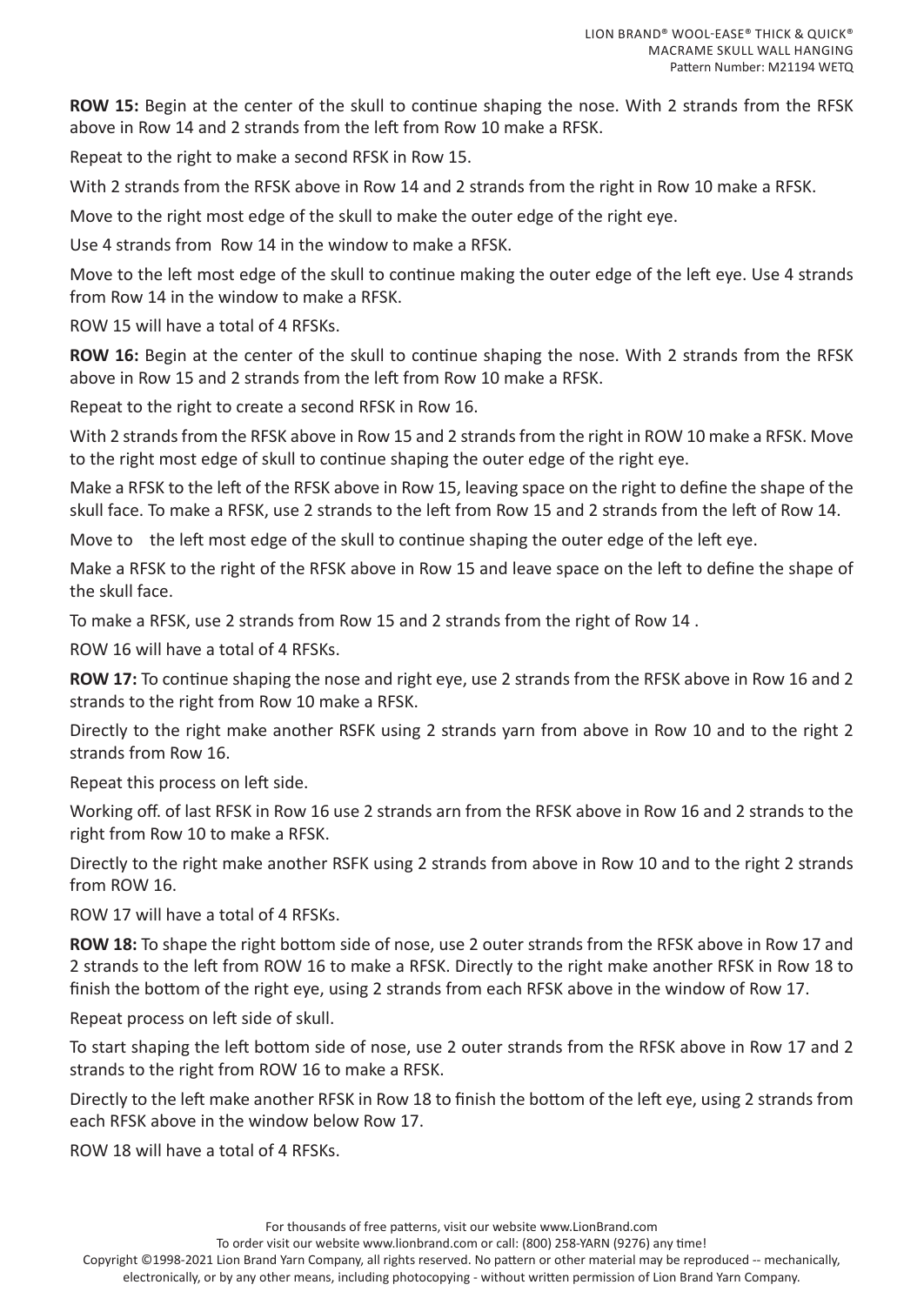**ROW 15:** Begin at the center of the skull to continue shaping the nose. With 2 strands from the RFSK above in Row 14 and 2 strands from the left from Row 10 make a RFSK.

Repeat to the right to make a second RFSK in Row 15.

With 2 strands from the RFSK above in Row 14 and 2 strands from the right in Row 10 make a RFSK.

Move to the right most edge of the skull to make the outer edge of the right eye.

Use 4 strands from Row 14 in the window to make a RFSK.

Move to the left most edge of the skull to continue making the outer edge of the left eye. Use 4 strands from Row 14 in the window to make a RFSK.

ROW 15 will have a total of 4 RFSKs.

**ROW 16:** Begin at the center of the skull to continue shaping the nose. With 2 strands from the RFSK above in Row 15 and 2 strands from the left from Row 10 make a RFSK.

Repeat to the right to create a second RFSK in Row 16.

With 2 strands from the RFSK above in Row 15 and 2 strands from the right in ROW 10 make a RFSK. Move to the right most edge of skull to continue shaping the outer edge of the right eye.

Make a RFSK to the left of the RFSK above in Row 15, leaving space on the right to define the shape of the skull face. To make a RFSK, use 2 strands to the left from Row 15 and 2 strands from the left of Row 14.

Move to the left most edge of the skull to continue shaping the outer edge of the left eye.

Make a RFSK to the right of the RFSK above in Row 15 and leave space on the left to define the shape of the skull face.

To make a RFSK, use 2 strands from Row 15 and 2 strands from the right of Row 14 .

ROW 16 will have a total of 4 RFSKs.

**ROW 17:** To continue shaping the nose and right eye, use 2 strands from the RFSK above in Row 16 and 2 strands to the right from Row 10 make a RFSK.

Directly to the right make another RSFK using 2 strands yarn from above in Row 10 and to the right 2 strands from Row 16.

Repeat this process on left side.

Working off. of last RFSK in Row 16 use 2 strands arn from the RFSK above in Row 16 and 2 strands to the right from Row 10 to make a RFSK.

Directly to the right make another RSFK using 2 strands from above in Row 10 and to the right 2 strands from ROW 16.

ROW 17 will have a total of 4 RFSKs.

**ROW 18:** To shape the right bottom side of nose, use 2 outer strands from the RFSK above in Row 17 and 2 strands to the left from ROW 16 to make a RFSK. Directly to the right make another RFSK in Row 18 to finish the bottom of the right eye, using 2 strands from each RFSK above in the window of Row 17.

Repeat process on left side of skull.

To start shaping the left bottom side of nose, use 2 outer strands from the RFSK above in Row 17 and 2 strands to the right from ROW 16 to make a RFSK.

Directly to the left make another RFSK in Row 18 to finish the bottom of the left eye, using 2 strands from each RFSK above in the window below Row 17.

ROW 18 will have a total of 4 RFSKs.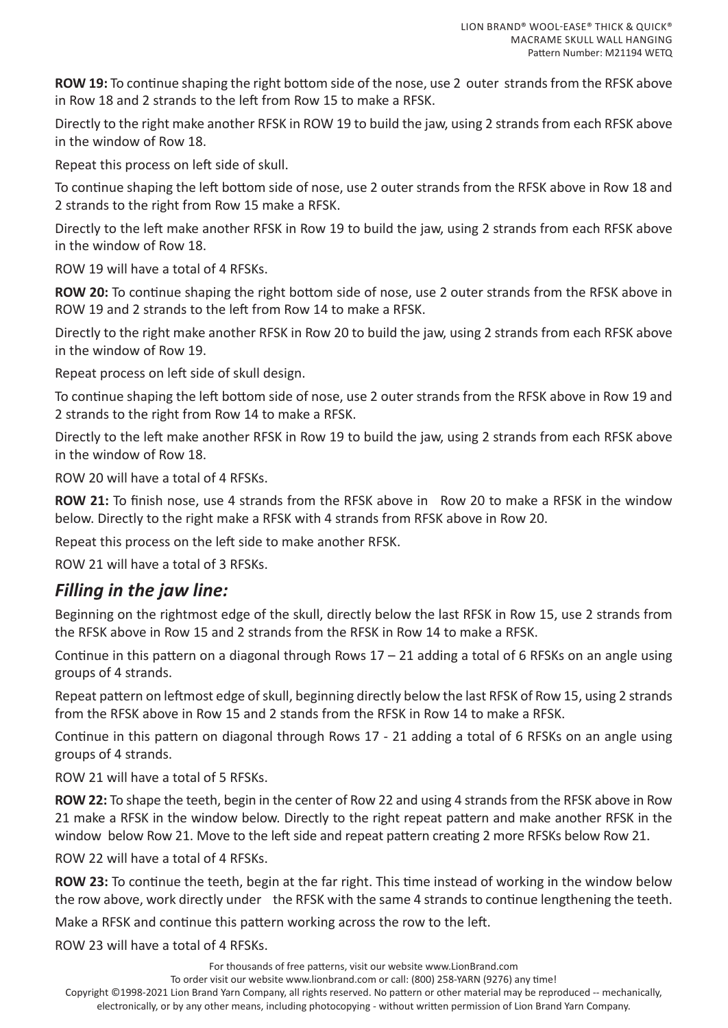**ROW 19:** To continue shaping the right bottom side of the nose, use 2 outer strands from the RFSK above in Row 18 and 2 strands to the left from Row 15 to make a RFSK.

Directly to the right make another RFSK in ROW 19 to build the jaw, using 2 strands from each RFSK above in the window of Row 18.

Repeat this process on left side of skull.

To continue shaping the left bottom side of nose, use 2 outer strands from the RFSK above in Row 18 and 2 strands to the right from Row 15 make a RFSK.

Directly to the left make another RFSK in Row 19 to build the jaw, using 2 strands from each RFSK above in the window of Row 18.

ROW 19 will have a total of 4 RFSKs.

**ROW 20:** To continue shaping the right bottom side of nose, use 2 outer strands from the RFSK above in ROW 19 and 2 strands to the left from Row 14 to make a RFSK.

Directly to the right make another RFSK in Row 20 to build the jaw, using 2 strands from each RFSK above in the window of Row 19.

Repeat process on left side of skull design.

To continue shaping the left bottom side of nose, use 2 outer strands from the RFSK above in Row 19 and 2 strands to the right from Row 14 to make a RFSK.

Directly to the left make another RFSK in Row 19 to build the jaw, using 2 strands from each RFSK above in the window of Row 18.

ROW 20 will have a total of 4 RFSKs.

**ROW 21:** To finish nose, use 4 strands from the RFSK above in Row 20 to make a RFSK in the window below. Directly to the right make a RFSK with 4 strands from RFSK above in Row 20.

Repeat this process on the left side to make another RFSK.

ROW 21 will have a total of 3 RFSKs.

## *Filling in the jaw line:*

Beginning on the rightmost edge of the skull, directly below the last RFSK in Row 15, use 2 strands from the RFSK above in Row 15 and 2 strands from the RFSK in Row 14 to make a RFSK.

Continue in this pattern on a diagonal through Rows 17 – 21 adding a total of 6 RFSKs on an angle using groups of 4 strands.

Repeat pattern on leftmost edge of skull, beginning directly below the last RFSK of Row 15, using 2 strands from the RFSK above in Row 15 and 2 stands from the RFSK in Row 14 to make a RFSK.

Continue in this pattern on diagonal through Rows 17 - 21 adding a total of 6 RFSKs on an angle using groups of 4 strands.

ROW 21 will have a total of 5 RFSKs.

**ROW 22:** To shape the teeth, begin in the center of Row 22 and using 4 strands from the RFSK above in Row 21 make a RFSK in the window below. Directly to the right repeat pattern and make another RFSK in the window below Row 21. Move to the left side and repeat pattern creating 2 more RFSKs below Row 21.

ROW 22 will have a total of 4 RFSKs.

**ROW 23:** To continue the teeth, begin at the far right. This time instead of working in the window below the row above, work directly under the RFSK with the same 4 strands to continue lengthening the teeth.

Make a RFSK and continue this pattern working across the row to the left.

ROW 23 will have a total of 4 RFSKs.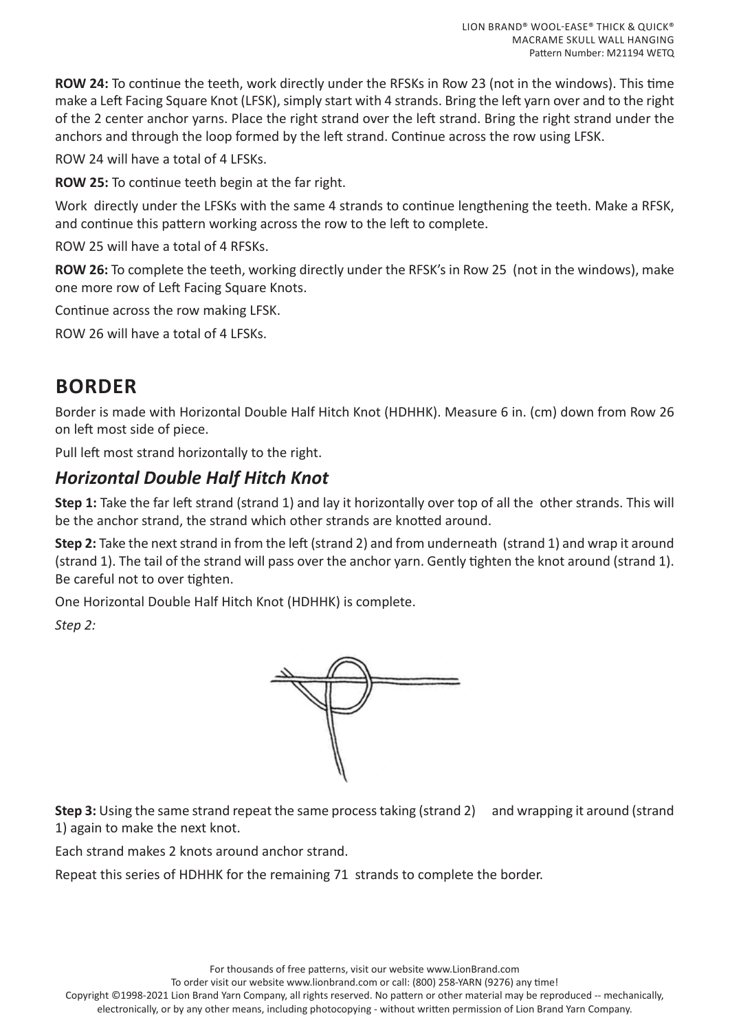**ROW 24:** To continue the teeth, work directly under the RFSKs in Row 23 (not in the windows). This time make a Left Facing Square Knot (LFSK), simply start with 4 strands. Bring the left yarn over and to the right of the 2 center anchor yarns. Place the right strand over the left strand. Bring the right strand under the anchors and through the loop formed by the left strand. Continue across the row using LFSK.

ROW 24 will have a total of 4 LFSKs.

**ROW 25:** To continue teeth begin at the far right.

Work directly under the LFSKs with the same 4 strands to continue lengthening the teeth. Make a RFSK, and continue this pattern working across the row to the left to complete.

ROW 25 will have a total of 4 RFSKs.

**ROW 26:** To complete the teeth, working directly under the RFSK's in Row 25 (not in the windows), make one more row of Left Facing Square Knots.

Continue across the row making LFSK.

ROW 26 will have a total of 4 LFSKs.

## BORDER

Border is made with Horizontal Double Half Hitch Knot (HDHHK). Measure 6 in. (cm) down from Row 26 on left most side of piece.

Pull left most strand horizontally to the right.

### *Horizontal Double Half Hitch Knot*

**Step 1:** Take the far left strand (strand 1) and lay it horizontally over top of all the other strands. This will be the anchor strand, the strand which other strands are knotted around.

**Step 2:** Take the next strand in from the left (strand 2) and from underneath (strand 1) and wrap it around (strand 1). The tail of the strand will pass over the anchor yarn. Gently tighten the knot around (strand 1). Be careful not to over tighten.

One Horizontal Double Half Hitch Knot (HDHHK) is complete.

*Step 2:*

**Step 3:** Using the same strand repeat the same process taking (strand 2) and wrapping it around (strand 1) again to make the next knot.

Each strand makes 2 knots around anchor strand.

Repeat this series of HDHHK for the remaining 71 strands to complete the border.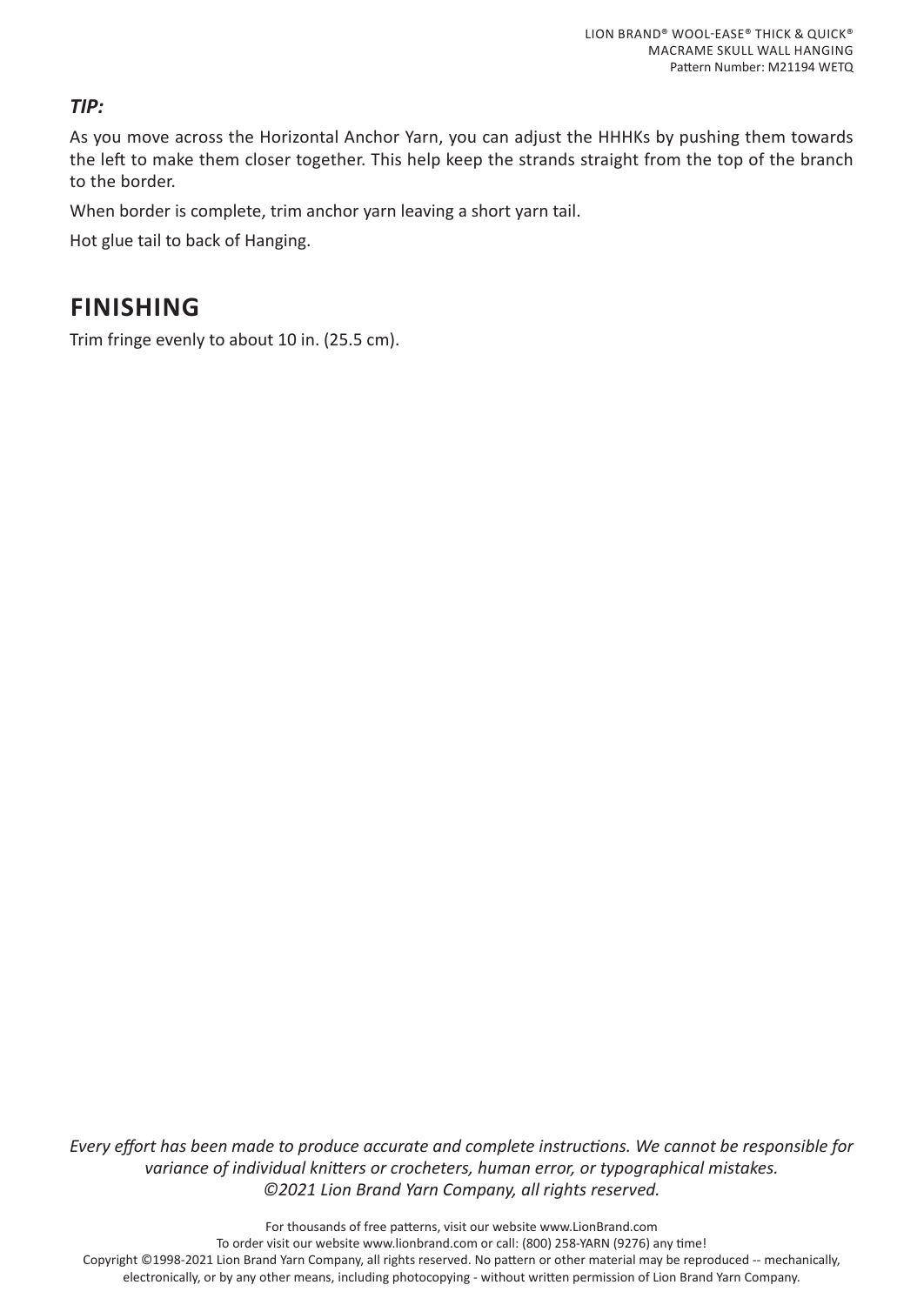***TIP:***

As you move across the Horizontal Anchor Yarn, you can adjust the HHHKs by pushing them towards the left to make them closer together. This help keep the strands straight from the top of the branch to the border.

When border is complete, trim anchor yarn leaving a short yarn tail.

Hot glue tail to back of Hanging.

## FINISHING

Trim fringe evenly to about 10 in. (25.5 cm).

*Every effort has been made to produce accurate and complete instructions. We cannot be responsible for variance of individual knitters or crocheters, human error, or typographical mistakes. ©2021 Lion Brand Yarn Company, all rights reserved.*

For thousands of free patterns, visit our website www.LionBrand.com
To order visit our website www.lionbrand.com or call: (800) 258-YARN (9276) any time!
Copyright ©1998-2021 Lion Brand Yarn Company, all rights reserved. No pattern or other material may be reproduced -- mechanically, electronically, or by any other means, including photocopying - without written permission of Lion Brand Yarn Company.